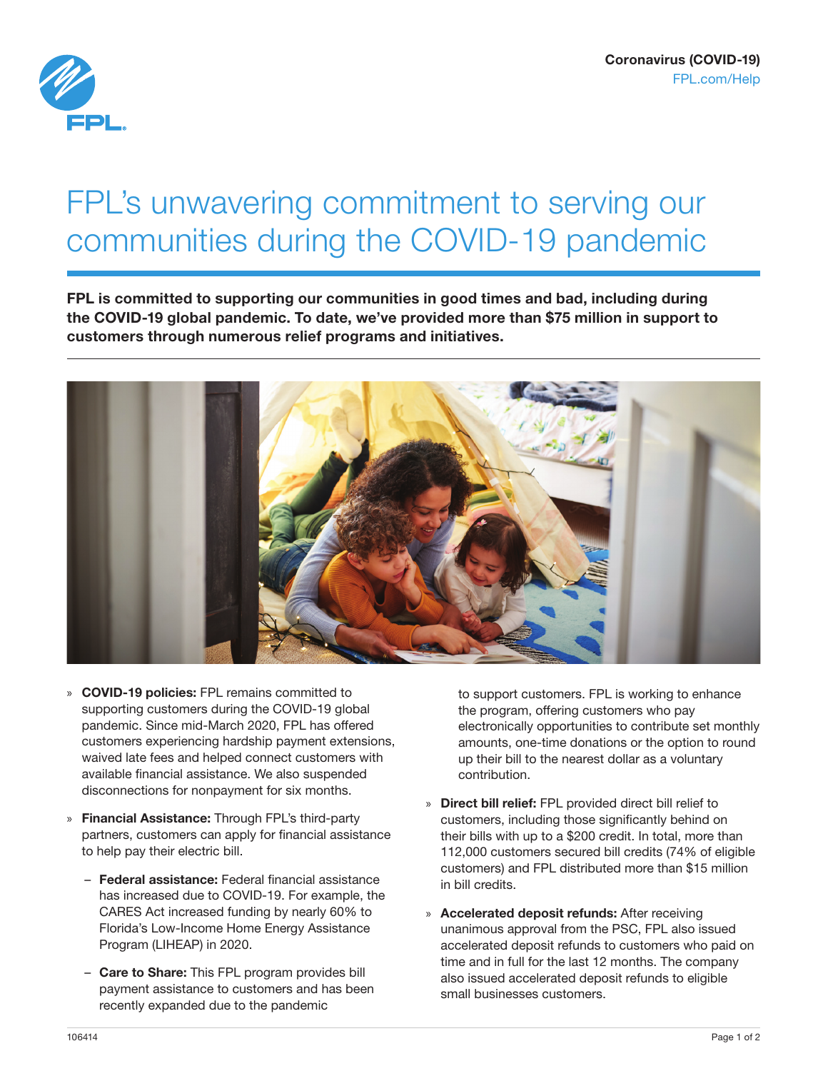Coronavirus (COVID-19)
FPL.com/Help

# FPL's unwavering commitment to serving our communities during the COVID-19 pandemic

**FPL is committed to supporting our communities in good times and bad, including during the COVID-19 global pandemic. To date, we've provided more than $75 million in support to customers through numerous relief programs and initiatives.**

- **COVID-19 policies:** FPL remains committed to supporting customers during the COVID-19 global pandemic. Since mid-March 2020, FPL has offered customers experiencing hardship payment extensions, waived late fees and helped connect customers with available financial assistance. We also suspended disconnections for nonpayment for six months.
- **Financial Assistance:** Through FPL's third-party partners, customers can apply for financial assistance to help pay their electric bill.
  - **Federal assistance:** Federal financial assistance has increased due to COVID-19. For example, the CARES Act increased funding by nearly 60% to Florida's Low-Income Home Energy Assistance Program (LIHEAP) in 2020.
  - **Care to Share:** This FPL program provides bill payment assistance to customers and has been recently expanded due to the pandemic to support customers. FPL is working to enhance the program, offering customers who pay electronically opportunities to contribute set monthly amounts, one-time donations or the option to round up their bill to the nearest dollar as a voluntary contribution.
- **Direct bill relief:** FPL provided direct bill relief to customers, including those significantly behind on their bills with up to a $200 credit. In total, more than 112,000 customers secured bill credits (74% of eligible customers) and FPL distributed more than $15 million in bill credits.
- **Accelerated deposit refunds:** After receiving unanimous approval from the PSC, FPL also issued accelerated deposit refunds to customers who paid on time and in full for the last 12 months. The company also issued accelerated deposit refunds to eligible small businesses customers.

106414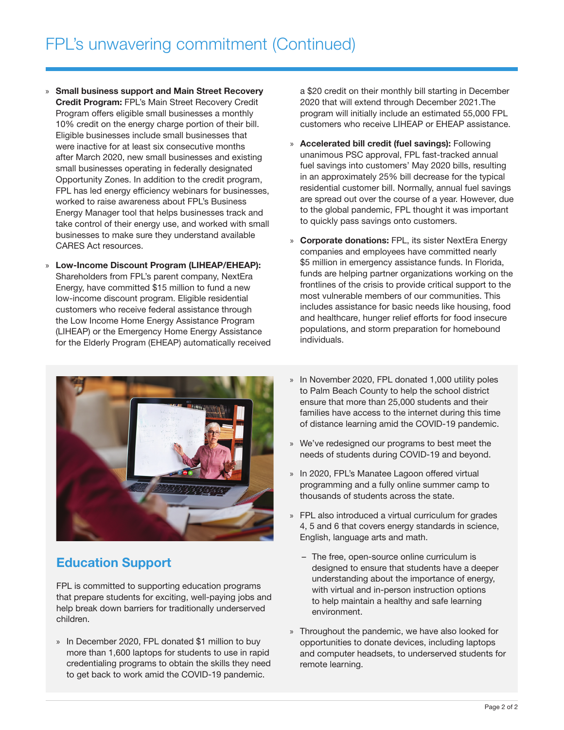# FPL's unwavering commitment (Continued)

- **Small business support and Main Street Recovery Credit Program:** FPL's Main Street Recovery Credit Program offers eligible small businesses a monthly 10% credit on the energy charge portion of their bill. Eligible businesses include small businesses that were inactive for at least six consecutive months after March 2020, new small businesses and existing small businesses operating in federally designated Opportunity Zones. In addition to the credit program, FPL has led energy efficiency webinars for businesses, worked to raise awareness about FPL's Business Energy Manager tool that helps businesses track and take control of their energy use, and worked with small businesses to make sure they understand available CARES Act resources.
- **Low-Income Discount Program (LIHEAP/EHEAP):** Shareholders from FPL's parent company, NextEra Energy, have committed $15 million to fund a new low-income discount program. Eligible residential customers who receive federal assistance through the Low Income Home Energy Assistance Program (LIHEAP) or the Emergency Home Energy Assistance for the Elderly Program (EHEAP) automatically received a $20 credit on their monthly bill starting in December 2020 that will extend through December 2021.The program will initially include an estimated 55,000 FPL customers who receive LIHEAP or EHEAP assistance.
- **Accelerated bill credit (fuel savings):** Following unanimous PSC approval, FPL fast-tracked annual fuel savings into customers' May 2020 bills, resulting in an approximately 25% bill decrease for the typical residential customer bill. Normally, annual fuel savings are spread out over the course of a year. However, due to the global pandemic, FPL thought it was important to quickly pass savings onto customers.
- **Corporate donations:** FPL, its sister NextEra Energy companies and employees have committed nearly $5 million in emergency assistance funds. In Florida, funds are helping partner organizations working on the frontlines of the crisis to provide critical support to the most vulnerable members of our communities. This includes assistance for basic needs like housing, food and healthcare, hunger relief efforts for food insecure populations, and storm preparation for homebound individuals.

## Education Support

FPL is committed to supporting education programs that prepare students for exciting, well-paying jobs and help break down barriers for traditionally underserved children.

- In December 2020, FPL donated $1 million to buy more than 1,600 laptops for students to use in rapid credentialing programs to obtain the skills they need to get back to work amid the COVID-19 pandemic.
- In November 2020, FPL donated 1,000 utility poles to Palm Beach County to help the school district ensure that more than 25,000 students and their families have access to the internet during this time of distance learning amid the COVID-19 pandemic.
- We've redesigned our programs to best meet the needs of students during COVID-19 and beyond.
- In 2020, FPL's Manatee Lagoon offered virtual programming and a fully online summer camp to thousands of students across the state.
- FPL also introduced a virtual curriculum for grades 4, 5 and 6 that covers energy standards in science, English, language arts and math.
  - The free, open-source online curriculum is designed to ensure that students have a deeper understanding about the importance of energy, with virtual and in-person instruction options to help maintain a healthy and safe learning environment.
- Throughout the pandemic, we have also looked for opportunities to donate devices, including laptops and computer headsets, to underserved students for remote learning.